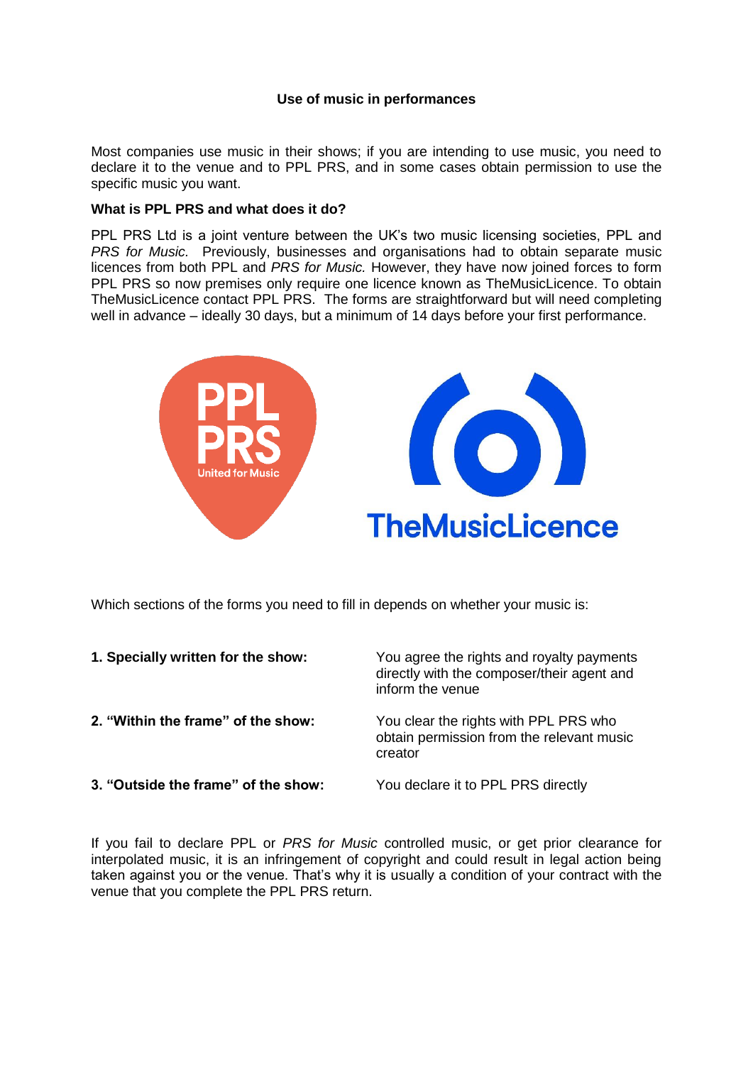# Use of music in performances

Most companies use music in their shows; if you are intending to use music, you need to declare it to the venue and to PPL PRS, and in some cases obtain permission to use the specific music you want.

**What is PPL PRS and what does it do?**

PPL PRS Ltd is a joint venture between the UK's two music licensing societies, PPL and *PRS for Music.* Previously, businesses and organisations had to obtain separate music licences from both PPL and *PRS for Music.* However, they have now joined forces to form PPL PRS so now premises only require one licence known as TheMusicLicence. To obtain TheMusicLicence contact PPL PRS. The forms are straightforward but will need completing well in advance – ideally 30 days, but a minimum of 14 days before your first performance.

Which sections of the forms you need to fill in depends on whether your music is:

| | |
|---|---|
| **1. Specially written for the show:** | You agree the rights and royalty payments directly with the composer/their agent and inform the venue |
| **2. "Within the frame" of the show:** | You clear the rights with PPL PRS who obtain permission from the relevant music creator |
| **3. "Outside the frame" of the show:** | You declare it to PPL PRS directly |

If you fail to declare PPL or *PRS for Music* controlled music, or get prior clearance for interpolated music, it is an infringement of copyright and could result in legal action being taken against you or the venue. That's why it is usually a condition of your contract with the venue that you complete the PPL PRS return.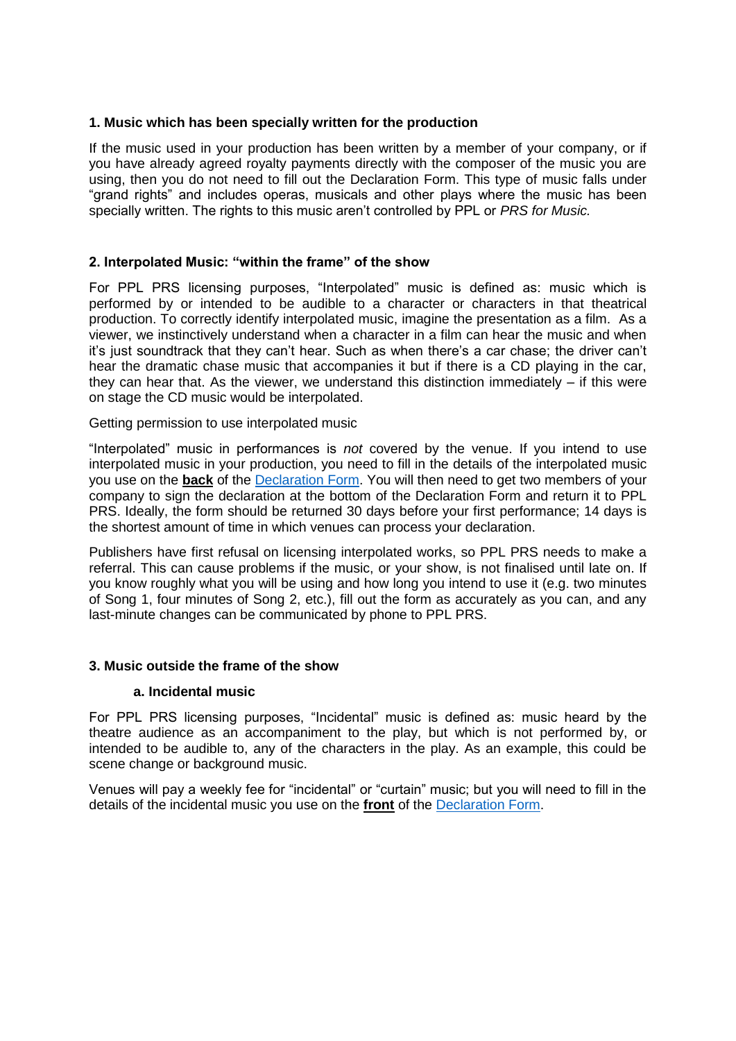## 1. Music which has been specially written for the production

If the music used in your production has been written by a member of your company, or if you have already agreed royalty payments directly with the composer of the music you are using, then you do not need to fill out the Declaration Form. This type of music falls under "grand rights" and includes operas, musicals and other plays where the music has been specially written. The rights to this music aren't controlled by PPL or *PRS for Music.*

## 2. Interpolated Music: "within the frame" of the show

For PPL PRS licensing purposes, "Interpolated" music is defined as: music which is performed by or intended to be audible to a character or characters in that theatrical production. To correctly identify interpolated music, imagine the presentation as a film. As a viewer, we instinctively understand when a character in a film can hear the music and when it's just soundtrack that they can't hear. Such as when there's a car chase; the driver can't hear the dramatic chase music that accompanies it but if there is a CD playing in the car, they can hear that. As the viewer, we understand this distinction immediately – if this were on stage the CD music would be interpolated.

Getting permission to use interpolated music

"Interpolated" music in performances is *not* covered by the venue. If you intend to use interpolated music in your production, you need to fill in the details of the interpolated music you use on the **back** of the Declaration Form. You will then need to get two members of your company to sign the declaration at the bottom of the Declaration Form and return it to PPL PRS. Ideally, the form should be returned 30 days before your first performance; 14 days is the shortest amount of time in which venues can process your declaration.

Publishers have first refusal on licensing interpolated works, so PPL PRS needs to make a referral. This can cause problems if the music, or your show, is not finalised until late on. If you know roughly what you will be using and how long you intend to use it (e.g. two minutes of Song 1, four minutes of Song 2, etc.), fill out the form as accurately as you can, and any last-minute changes can be communicated by phone to PPL PRS.

## 3. Music outside the frame of the show

### a. Incidental music

For PPL PRS licensing purposes, "Incidental" music is defined as: music heard by the theatre audience as an accompaniment to the play, but which is not performed by, or intended to be audible to, any of the characters in the play. As an example, this could be scene change or background music.

Venues will pay a weekly fee for "incidental" or "curtain" music; but you will need to fill in the details of the incidental music you use on the **front** of the Declaration Form.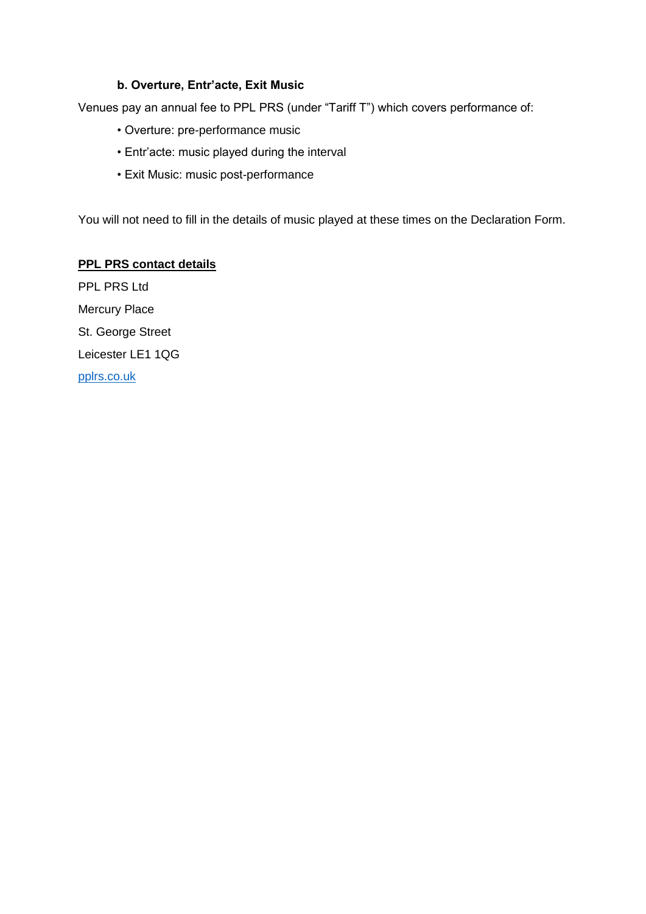### b. Overture, Entr'acte, Exit Music

Venues pay an annual fee to PPL PRS (under "Tariff T") which covers performance of:

- Overture: pre-performance music
- Entr'acte: music played during the interval
- Exit Music: music post-performance

You will not need to fill in the details of music played at these times on the Declaration Form.

**PPL PRS contact details**

PPL PRS Ltd

Mercury Place

St. George Street

Leicester LE1 1QG

pplrs.co.uk